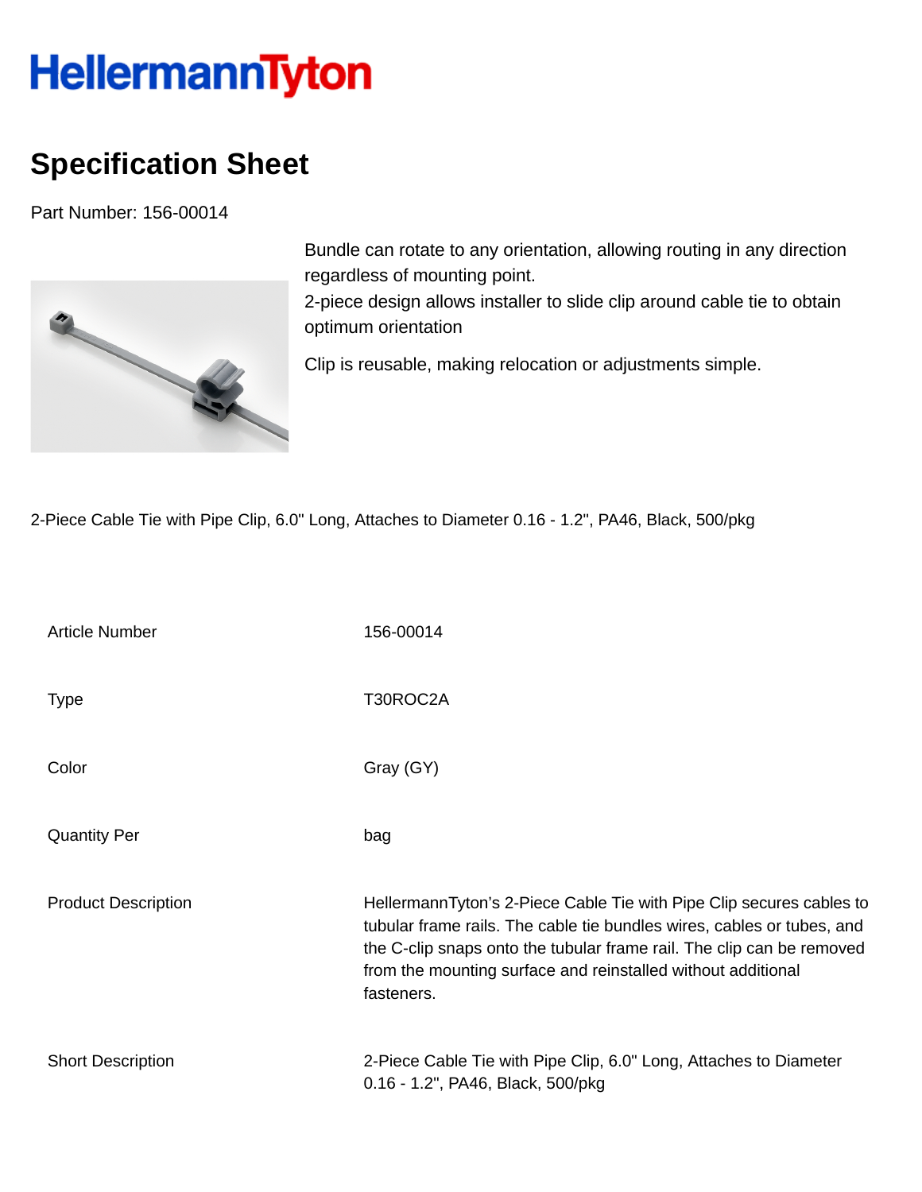HellermannTyton

# Specification Sheet

Part Number: 156-00014

Bundle can rotate to any orientation, allowing routing in any direction regardless of mounting point.
2-piece design allows installer to slide clip around cable tie to obtain optimum orientation

Clip is reusable, making relocation or adjustments simple.

2-Piece Cable Tie with Pipe Clip, 6.0" Long, Attaches to Diameter 0.16 - 1.2", PA46, Black, 500/pkg

| | |
|---|---|
| Article Number | 156-00014 |
| Type | T30ROC2A |
| Color | Gray (GY) |
| Quantity Per | bag |
| Product Description | HellermannTyton's 2-Piece Cable Tie with Pipe Clip secures cables to tubular frame rails. The cable tie bundles wires, cables or tubes, and the C-clip snaps onto the tubular frame rail. The clip can be removed from the mounting surface and reinstalled without additional fasteners. |
| Short Description | 2-Piece Cable Tie with Pipe Clip, 6.0" Long, Attaches to Diameter 0.16 - 1.2", PA46, Black, 500/pkg |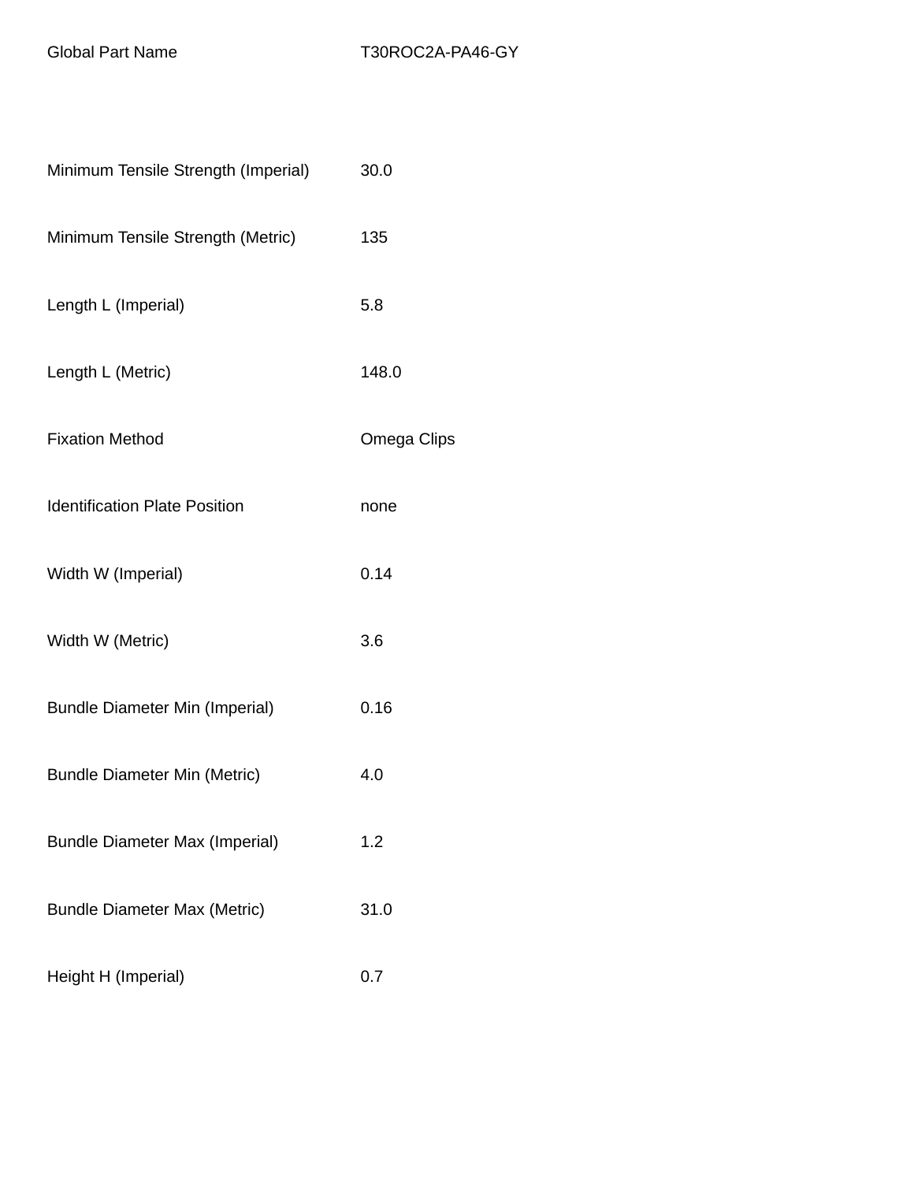| | |
|---|---|
| Global Part Name | T30ROC2A-PA46-GY |
| Minimum Tensile Strength (Imperial) | 30.0 |
| Minimum Tensile Strength (Metric) | 135 |
| Length L (Imperial) | 5.8 |
| Length L (Metric) | 148.0 |
| Fixation Method | Omega Clips |
| Identification Plate Position | none |
| Width W (Imperial) | 0.14 |
| Width W (Metric) | 3.6 |
| Bundle Diameter Min (Imperial) | 0.16 |
| Bundle Diameter Min (Metric) | 4.0 |
| Bundle Diameter Max (Imperial) | 1.2 |
| Bundle Diameter Max (Metric) | 31.0 |
| Height H (Imperial) | 0.7 |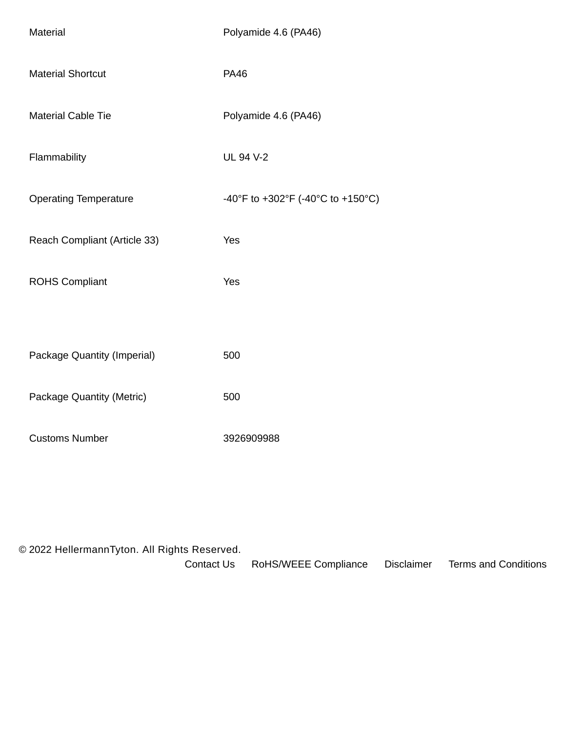| | |
|---|---|
| Material | Polyamide 4.6 (PA46) |
| Material Shortcut | PA46 |
| Material Cable Tie | Polyamide 4.6 (PA46) |
| Flammability | UL 94 V-2 |
| Operating Temperature | -40°F to +302°F (-40°C to +150°C) |
| Reach Compliant (Article 33) | Yes |
| ROHS Compliant | Yes |

| | |
|---|---|
| Package Quantity (Imperial) | 500 |
| Package Quantity (Metric) | 500 |
| Customs Number | 3926909988 |

© 2022 HellermannTyton. All Rights Reserved.

Contact Us RoHS/WEEE Compliance Disclaimer Terms and Conditions